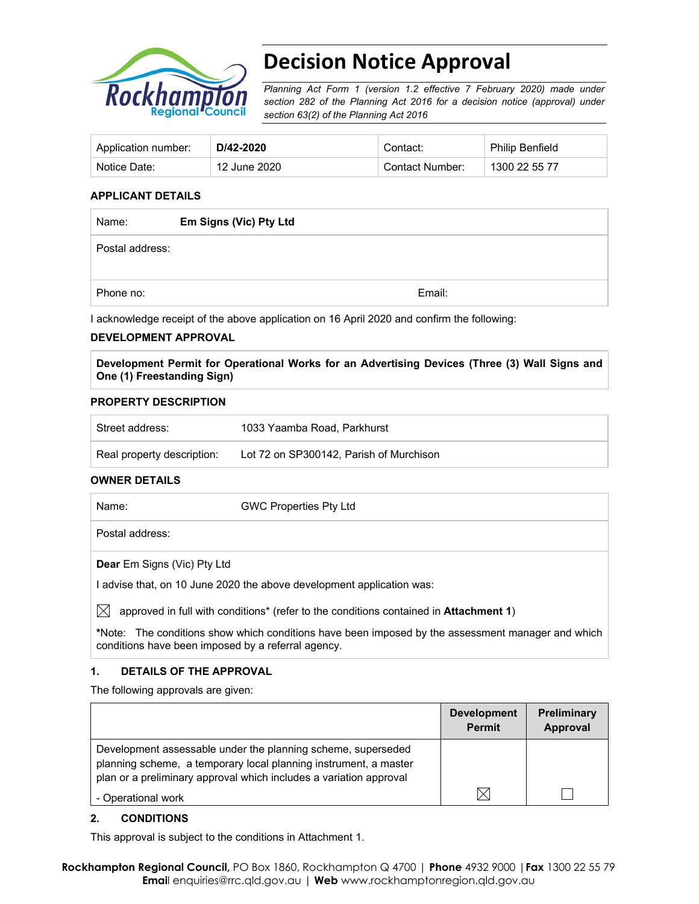# Decision Notice Approval

*Planning Act Form 1 (version 1.2 effective 7 February 2020) made under section 282 of the Planning Act 2016 for a decision notice (approval) under section 63(2) of the Planning Act 2016*

| Application number: | **D/42-2020** | Contact: | Philip Benfield |
|---|---|---|---|
| Notice Date: | 12 June 2020 | Contact Number: | 1300 22 55 77 |

### APPLICANT DETAILS

| Name: | **Em Signs (Vic) Pty Ltd** |
|---|---|
| Postal address: | |
| Phone no: | Email: |

I acknowledge receipt of the above application on 16 April 2020 and confirm the following:

### DEVELOPMENT APPROVAL

**Development Permit for Operational Works for an Advertising Devices (Three (3) Wall Signs and One (1) Freestanding Sign)**

### PROPERTY DESCRIPTION

| Street address: | 1033 Yaamba Road, Parkhurst |
|---|---|
| Real property description: | Lot 72 on SP300142, Parish of Murchison |

### OWNER DETAILS

| Name: | GWC Properties Pty Ltd |
|---|---|
| Postal address: | |

**Dear** Em Signs (Vic) Pty Ltd

I advise that, on 10 June 2020 the above development application was:

☒ approved in full with conditions* (refer to the conditions contained in **Attachment 1**)

***Note:** The conditions show which conditions have been imposed by the assessment manager and which conditions have been imposed by a referral agency.

### 1. DETAILS OF THE APPROVAL

The following approvals are given:

| | Development Permit | Preliminary Approval |
|---|---|---|
| Development assessable under the planning scheme, superseded planning scheme, a temporary local planning instrument, a master plan or a preliminary approval which includes a variation approval<br>- Operational work | ☒ | ☐ |

### 2. CONDITIONS

This approval is subject to the conditions in Attachment 1.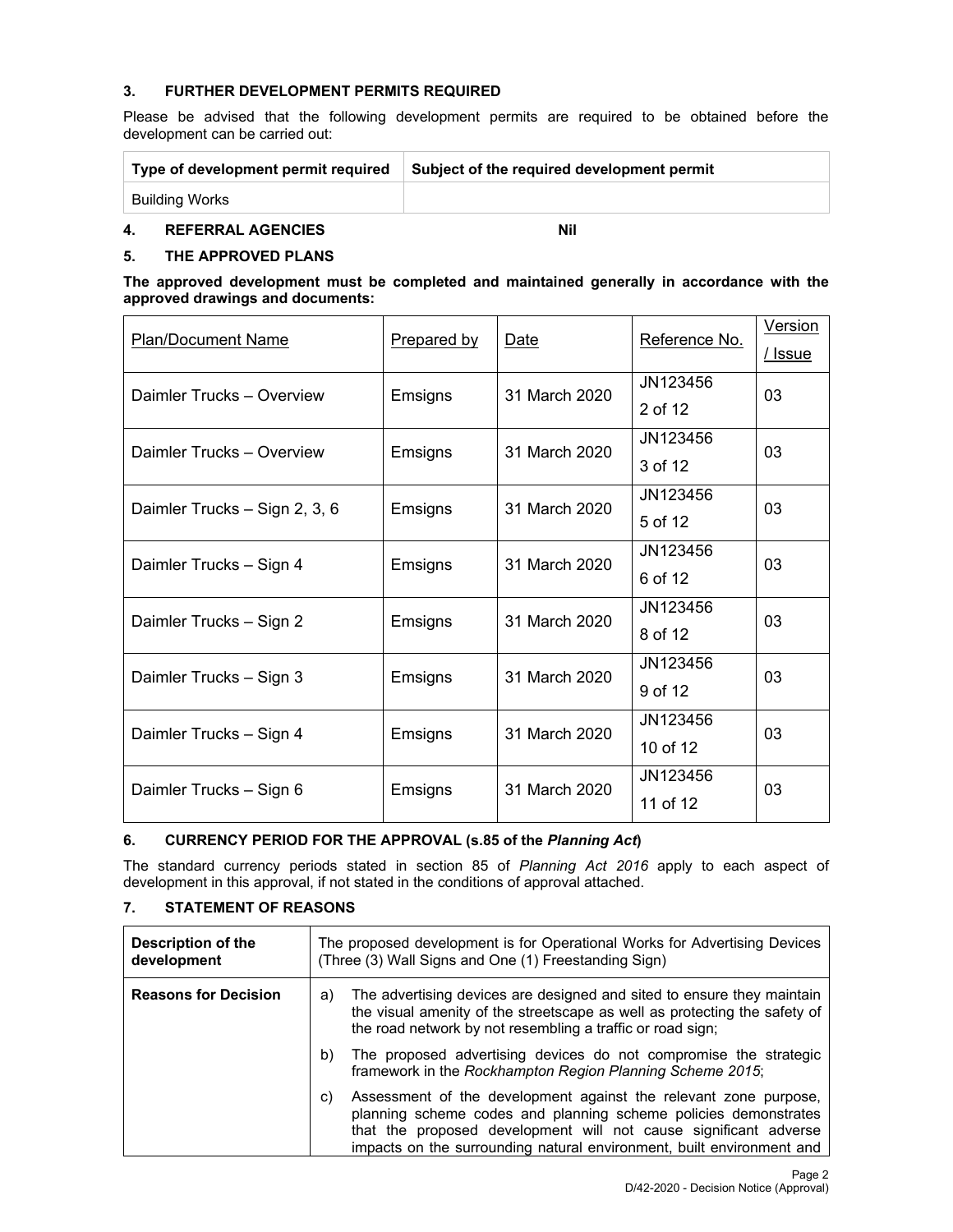## 3. FURTHER DEVELOPMENT PERMITS REQUIRED

Please be advised that the following development permits are required to be obtained before the development can be carried out:

| Type of development permit required | Subject of the required development permit |
|---|---|
| Building Works | |

## 4. REFERRAL AGENCIES Nil

## 5. THE APPROVED PLANS

**The approved development must be completed and maintained generally in accordance with the approved drawings and documents:**

| Plan/Document Name | Prepared by | Date | Reference No. | Version / Issue |
|---|---|---|---|---|
| Daimler Trucks – Overview | Emsigns | 31 March 2020 | JN123456 2 of 12 | 03 |
| Daimler Trucks – Overview | Emsigns | 31 March 2020 | JN123456 3 of 12 | 03 |
| Daimler Trucks – Sign 2, 3, 6 | Emsigns | 31 March 2020 | JN123456 5 of 12 | 03 |
| Daimler Trucks – Sign 4 | Emsigns | 31 March 2020 | JN123456 6 of 12 | 03 |
| Daimler Trucks – Sign 2 | Emsigns | 31 March 2020 | JN123456 8 of 12 | 03 |
| Daimler Trucks – Sign 3 | Emsigns | 31 March 2020 | JN123456 9 of 12 | 03 |
| Daimler Trucks – Sign 4 | Emsigns | 31 March 2020 | JN123456 10 of 12 | 03 |
| Daimler Trucks – Sign 6 | Emsigns | 31 March 2020 | JN123456 11 of 12 | 03 |

## 6. CURRENCY PERIOD FOR THE APPROVAL (s.85 of the *Planning Act*)

The standard currency periods stated in section 85 of *Planning Act 2016* apply to each aspect of development in this approval, if not stated in the conditions of approval attached.

## 7. STATEMENT OF REASONS

| Description of the development | The proposed development is for Operational Works for Advertising Devices (Three (3) Wall Signs and One (1) Freestanding Sign) |
|---|---|
| **Reasons for Decision** | a) The advertising devices are designed and sited to ensure they maintain the visual amenity of the streetscape as well as protecting the safety of the road network by not resembling a traffic or road sign;<br>b) The proposed advertising devices do not compromise the strategic framework in the *Rockhampton Region Planning Scheme 2015*;<br>c) Assessment of the development against the relevant zone purpose, planning scheme codes and planning scheme policies demonstrates that the proposed development will not cause significant adverse impacts on the surrounding natural environment, built environment and |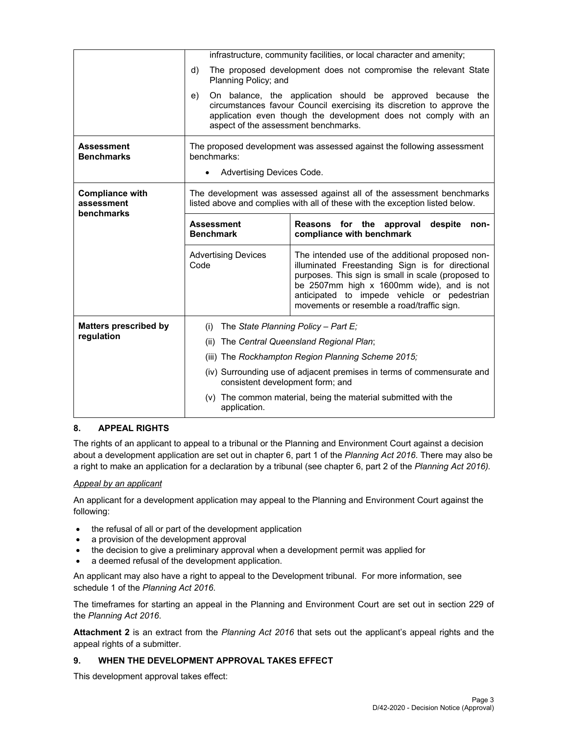| | |
|---|---|
| | infrastructure, community facilities, or local character and amenity;<br>d) The proposed development does not compromise the relevant State Planning Policy; and<br>e) On balance, the application should be approved because the circumstances favour Council exercising its discretion to approve the application even though the development does not comply with an aspect of the assessment benchmarks. |
| **Assessment Benchmarks** | The proposed development was assessed against the following assessment benchmarks:<br>• Advertising Devices Code. |
| **Compliance with assessment benchmarks** | The development was assessed against all of the assessment benchmarks listed above and complies with all of these with the exception listed below.<br><br>**Assessment Benchmark**: Advertising Devices Code<br>**Reasons for the approval despite non-compliance with benchmark**: The intended use of the additional proposed non-illuminated Freestanding Sign is for directional purposes. This sign is small in scale (proposed to be 2507mm high x 1600mm wide), and is not anticipated to impede vehicle or pedestrian movements or resemble a road/traffic sign. |
| **Matters prescribed by regulation** | (i) The *State Planning Policy – Part E;*<br>(ii) The *Central Queensland Regional Plan*;<br>(iii) The *Rockhampton Region Planning Scheme 2015;*<br>(iv) Surrounding use of adjacent premises in terms of commensurate and consistent development form; and<br>(v) The common material, being the material submitted with the application. |

## 8. APPEAL RIGHTS

The rights of an applicant to appeal to a tribunal or the Planning and Environment Court against a decision about a development application are set out in chapter 6, part 1 of the *Planning Act 2016*. There may also be a right to make an application for a declaration by a tribunal (see chapter 6, part 2 of the *Planning Act 2016).*

*Appeal by an applicant*

An applicant for a development application may appeal to the Planning and Environment Court against the following:

- the refusal of all or part of the development application
- a provision of the development approval
- the decision to give a preliminary approval when a development permit was applied for
- a deemed refusal of the development application.

An applicant may also have a right to appeal to the Development tribunal. For more information, see schedule 1 of the *Planning Act 2016*.

The timeframes for starting an appeal in the Planning and Environment Court are set out in section 229 of the *Planning Act 2016*.

**Attachment 2** is an extract from the *Planning Act 2016* that sets out the applicant's appeal rights and the appeal rights of a submitter.

## 9. WHEN THE DEVELOPMENT APPROVAL TAKES EFFECT

This development approval takes effect: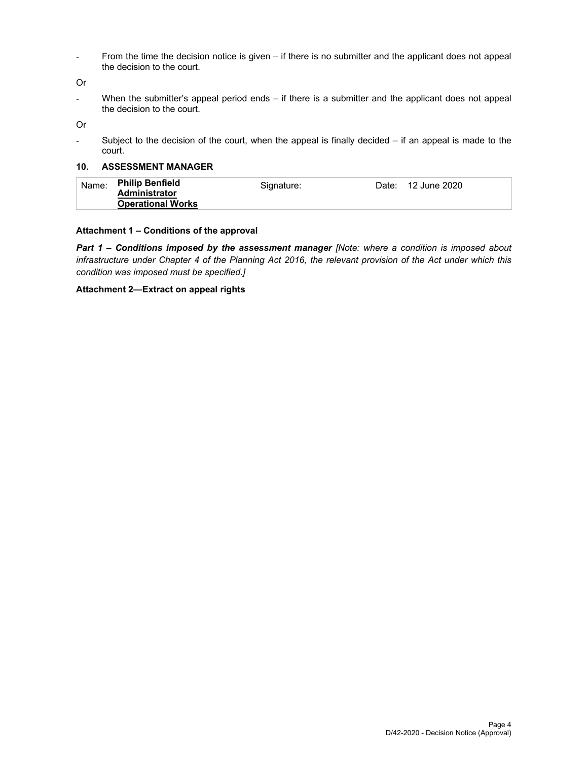- From the time the decision notice is given – if there is no submitter and the applicant does not appeal the decision to the court.

Or

- When the submitter's appeal period ends – if there is a submitter and the applicant does not appeal the decision to the court.

Or

- Subject to the decision of the court, when the appeal is finally decided – if an appeal is made to the court.

### 10. ASSESSMENT MANAGER

| Name: | **Philip Benfield**<br>**Administrator**<br>**Operational Works** | Signature: | Date: 12 June 2020 |
|---|---|---|---|

**Attachment 1 – Conditions of the approval**

***Part 1 – Conditions imposed by the assessment manager*** *[Note: where a condition is imposed about infrastructure under Chapter 4 of the Planning Act 2016, the relevant provision of the Act under which this condition was imposed must be specified.]*

**Attachment 2—Extract on appeal rights**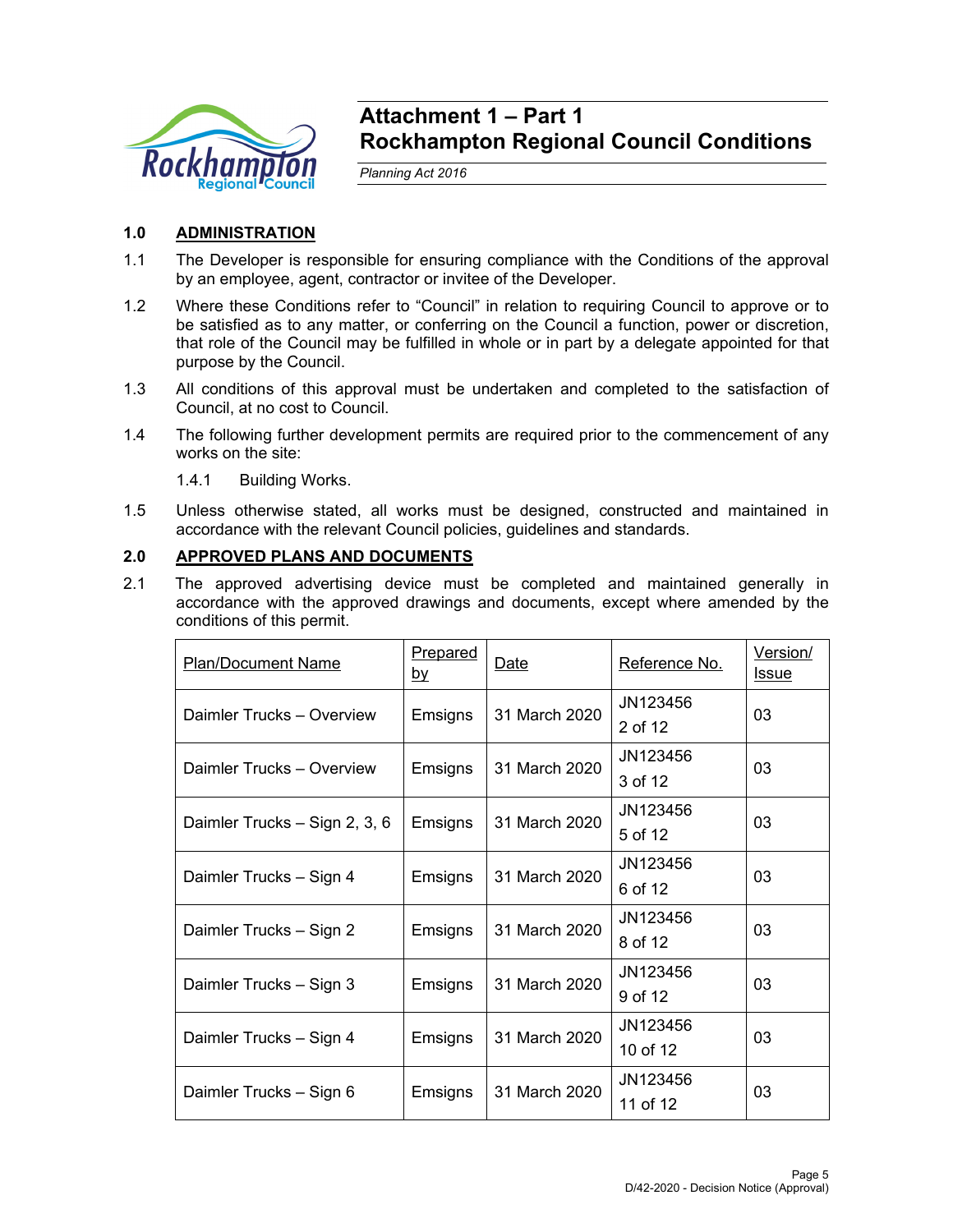# Attachment 1 – Part 1
# Rockhampton Regional Council Conditions

*Planning Act 2016*

## 1.0 ADMINISTRATION

1.1 The Developer is responsible for ensuring compliance with the Conditions of the approval by an employee, agent, contractor or invitee of the Developer.

1.2 Where these Conditions refer to "Council" in relation to requiring Council to approve or to be satisfied as to any matter, or conferring on the Council a function, power or discretion, that role of the Council may be fulfilled in whole or in part by a delegate appointed for that purpose by the Council.

1.3 All conditions of this approval must be undertaken and completed to the satisfaction of Council, at no cost to Council.

1.4 The following further development permits are required prior to the commencement of any works on the site:

1.4.1 Building Works.

1.5 Unless otherwise stated, all works must be designed, constructed and maintained in accordance with the relevant Council policies, guidelines and standards.

## 2.0 APPROVED PLANS AND DOCUMENTS

2.1 The approved advertising device must be completed and maintained generally in accordance with the approved drawings and documents, except where amended by the conditions of this permit.

| Plan/Document Name | Prepared by | Date | Reference No. | Version/ Issue |
|---|---|---|---|---|
| Daimler Trucks – Overview | Emsigns | 31 March 2020 | JN123456 2 of 12 | 03 |
| Daimler Trucks – Overview | Emsigns | 31 March 2020 | JN123456 3 of 12 | 03 |
| Daimler Trucks – Sign 2, 3, 6 | Emsigns | 31 March 2020 | JN123456 5 of 12 | 03 |
| Daimler Trucks – Sign 4 | Emsigns | 31 March 2020 | JN123456 6 of 12 | 03 |
| Daimler Trucks – Sign 2 | Emsigns | 31 March 2020 | JN123456 8 of 12 | 03 |
| Daimler Trucks – Sign 3 | Emsigns | 31 March 2020 | JN123456 9 of 12 | 03 |
| Daimler Trucks – Sign 4 | Emsigns | 31 March 2020 | JN123456 10 of 12 | 03 |
| Daimler Trucks – Sign 6 | Emsigns | 31 March 2020 | JN123456 11 of 12 | 03 |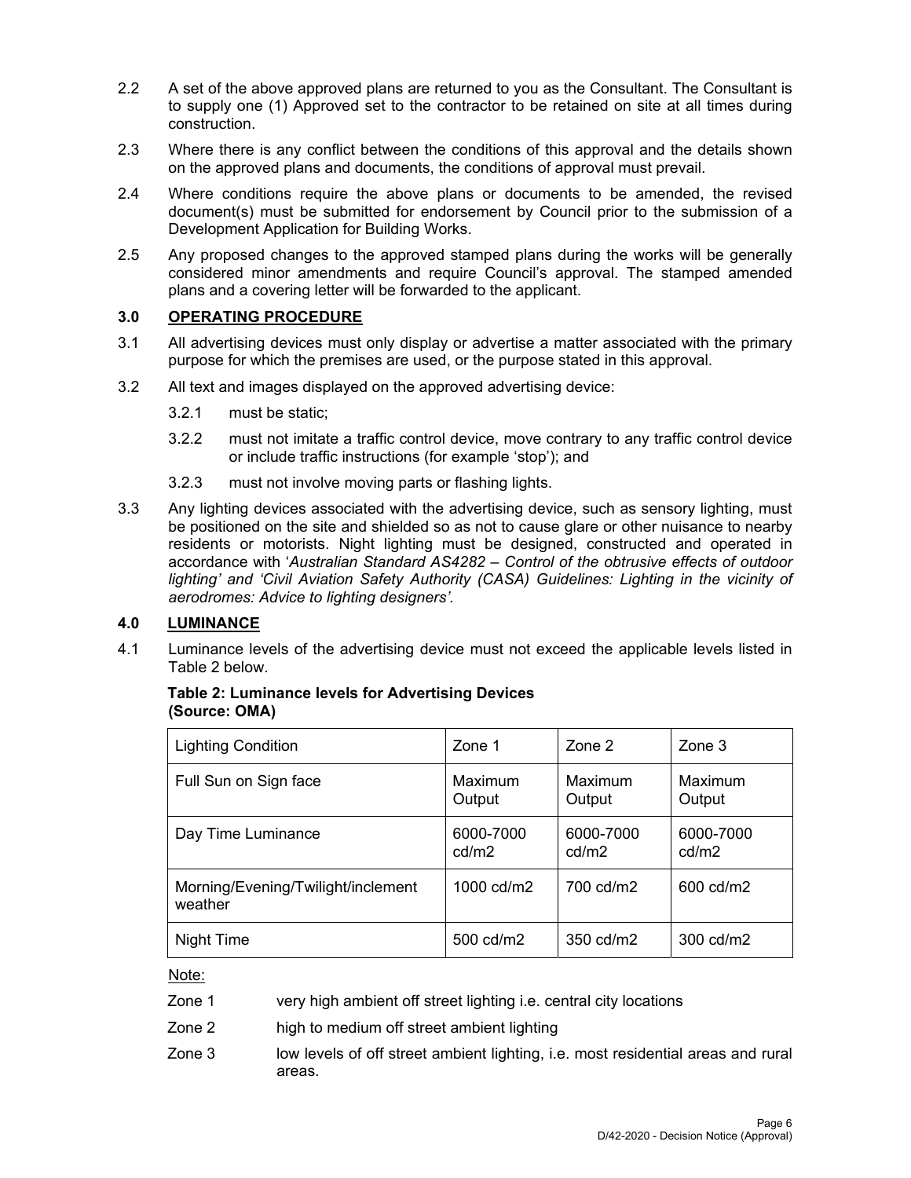2.2 A set of the above approved plans are returned to you as the Consultant. The Consultant is to supply one (1) Approved set to the contractor to be retained on site at all times during construction.

2.3 Where there is any conflict between the conditions of this approval and the details shown on the approved plans and documents, the conditions of approval must prevail.

2.4 Where conditions require the above plans or documents to be amended, the revised document(s) must be submitted for endorsement by Council prior to the submission of a Development Application for Building Works.

2.5 Any proposed changes to the approved stamped plans during the works will be generally considered minor amendments and require Council's approval. The stamped amended plans and a covering letter will be forwarded to the applicant.

## 3.0 OPERATING PROCEDURE

3.1 All advertising devices must only display or advertise a matter associated with the primary purpose for which the premises are used, or the purpose stated in this approval.

3.2 All text and images displayed on the approved advertising device:

- 3.2.1 must be static;
- 3.2.2 must not imitate a traffic control device, move contrary to any traffic control device or include traffic instructions (for example 'stop'); and
- 3.2.3 must not involve moving parts or flashing lights.

3.3 Any lighting devices associated with the advertising device, such as sensory lighting, must be positioned on the site and shielded so as not to cause glare or other nuisance to nearby residents or motorists. Night lighting must be designed, constructed and operated in accordance with '*Australian Standard AS4282 – Control of the obtrusive effects of outdoor lighting' and 'Civil Aviation Safety Authority (CASA) Guidelines: Lighting in the vicinity of aerodromes: Advice to lighting designers'.*

## 4.0 LUMINANCE

4.1 Luminance levels of the advertising device must not exceed the applicable levels listed in Table 2 below.

**Table 2: Luminance levels for Advertising Devices (Source: OMA)**

| Lighting Condition | Zone 1 | Zone 2 | Zone 3 |
|---|---|---|---|
| Full Sun on Sign face | Maximum Output | Maximum Output | Maximum Output |
| Day Time Luminance | 6000-7000 cd/m2 | 6000-7000 cd/m2 | 6000-7000 cd/m2 |
| Morning/Evening/Twilight/inclement weather | 1000 cd/m2 | 700 cd/m2 | 600 cd/m2 |
| Night Time | 500 cd/m2 | 350 cd/m2 | 300 cd/m2 |

Note:

- Zone 1 very high ambient off street lighting i.e. central city locations
- Zone 2 high to medium off street ambient lighting
- Zone 3 low levels of off street ambient lighting, i.e. most residential areas and rural areas.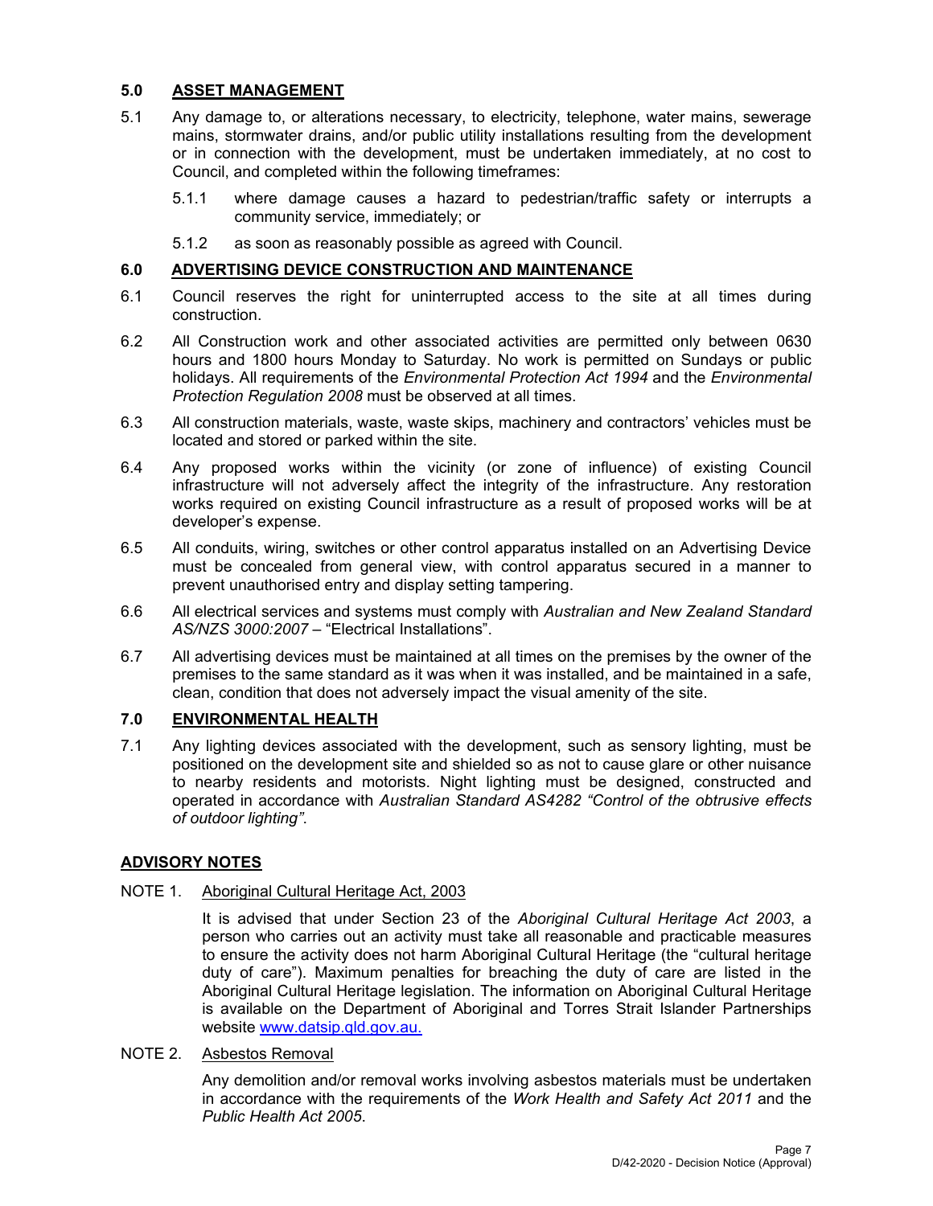## 5.0 ASSET MANAGEMENT

5.1 Any damage to, or alterations necessary, to electricity, telephone, water mains, sewerage mains, stormwater drains, and/or public utility installations resulting from the development or in connection with the development, must be undertaken immediately, at no cost to Council, and completed within the following timeframes:

5.1.1 where damage causes a hazard to pedestrian/traffic safety or interrupts a community service, immediately; or

5.1.2 as soon as reasonably possible as agreed with Council.

## 6.0 ADVERTISING DEVICE CONSTRUCTION AND MAINTENANCE

6.1 Council reserves the right for uninterrupted access to the site at all times during construction.

6.2 All Construction work and other associated activities are permitted only between 0630 hours and 1800 hours Monday to Saturday. No work is permitted on Sundays or public holidays. All requirements of the *Environmental Protection Act 1994* and the *Environmental Protection Regulation 2008* must be observed at all times.

6.3 All construction materials, waste, waste skips, machinery and contractors' vehicles must be located and stored or parked within the site.

6.4 Any proposed works within the vicinity (or zone of influence) of existing Council infrastructure will not adversely affect the integrity of the infrastructure. Any restoration works required on existing Council infrastructure as a result of proposed works will be at developer's expense.

6.5 All conduits, wiring, switches or other control apparatus installed on an Advertising Device must be concealed from general view, with control apparatus secured in a manner to prevent unauthorised entry and display setting tampering.

6.6 All electrical services and systems must comply with *Australian and New Zealand Standard AS/NZS 3000:2007* – "Electrical Installations".

6.7 All advertising devices must be maintained at all times on the premises by the owner of the premises to the same standard as it was when it was installed, and be maintained in a safe, clean, condition that does not adversely impact the visual amenity of the site.

## 7.0 ENVIRONMENTAL HEALTH

7.1 Any lighting devices associated with the development, such as sensory lighting, must be positioned on the development site and shielded so as not to cause glare or other nuisance to nearby residents and motorists. Night lighting must be designed, constructed and operated in accordance with *Australian Standard AS4282 "Control of the obtrusive effects of outdoor lighting"*.

## ADVISORY NOTES

NOTE 1. Aboriginal Cultural Heritage Act, 2003

It is advised that under Section 23 of the *Aboriginal Cultural Heritage Act 2003*, a person who carries out an activity must take all reasonable and practicable measures to ensure the activity does not harm Aboriginal Cultural Heritage (the "cultural heritage duty of care"). Maximum penalties for breaching the duty of care are listed in the Aboriginal Cultural Heritage legislation. The information on Aboriginal Cultural Heritage is available on the Department of Aboriginal and Torres Strait Islander Partnerships website www.datsip.qld.gov.au.

NOTE 2. Asbestos Removal

Any demolition and/or removal works involving asbestos materials must be undertaken in accordance with the requirements of the *Work Health and Safety Act 2011* and the *Public Health Act 2005*.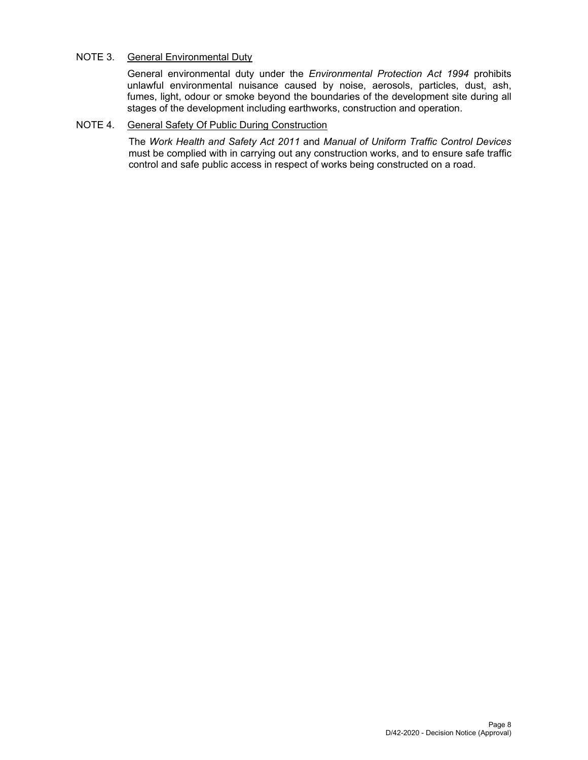NOTE 3. <u>General Environmental Duty</u>

General environmental duty under the *Environmental Protection Act 1994* prohibits unlawful environmental nuisance caused by noise, aerosols, particles, dust, ash, fumes, light, odour or smoke beyond the boundaries of the development site during all stages of the development including earthworks, construction and operation.

NOTE 4. <u>General Safety Of Public During Construction</u>

The *Work Health and Safety Act 2011* and *Manual of Uniform Traffic Control Devices* must be complied with in carrying out any construction works, and to ensure safe traffic control and safe public access in respect of works being constructed on a road.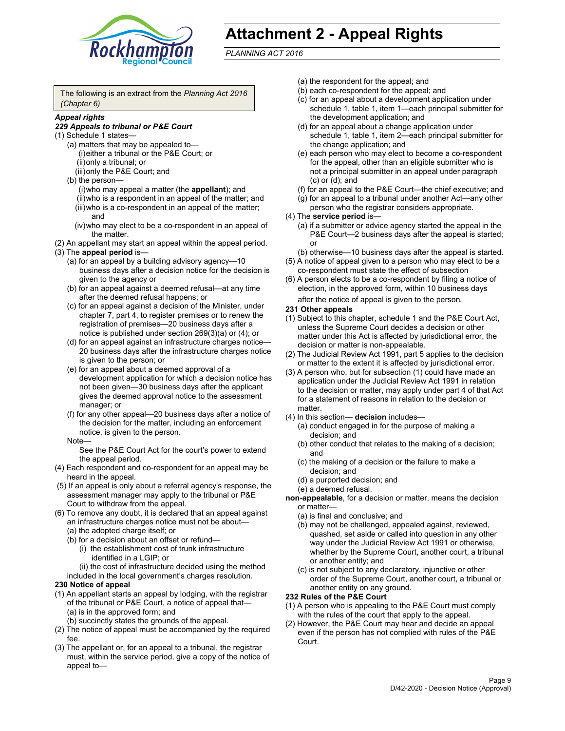# Attachment 2 - Appeal Rights

*PLANNING ACT 2016*

The following is an extract from the *Planning Act 2016 (Chapter 6)*

***Appeal rights***

***229 Appeals to tribunal or P&E Court***

(1) Schedule 1 states—

- (a) matters that may be appealed to—
  - (i) either a tribunal or the P&E Court; or
  - (ii) only a tribunal; or
  - (iii) only the P&E Court; and
- (b) the person—
  - (i) who may appeal a matter (the **appellant**); and
  - (ii) who is a respondent in an appeal of the matter; and
  - (iii) who is a co-respondent in an appeal of the matter; and
  - (iv) who may elect to be a co-respondent in an appeal of the matter.

(2) An appellant may start an appeal within the appeal period.

(3) The **appeal period** is—

- (a) for an appeal by a building advisory agency—10 business days after a decision notice for the decision is given to the agency or
- (b) for an appeal against a deemed refusal—at any time after the deemed refusal happens; or
- (c) for an appeal against a decision of the Minister, under chapter 7, part 4, to register premises or to renew the registration of premises—20 business days after a notice is published under section 269(3)(a) or (4); or
- (d) for an appeal against an infrastructure charges notice—20 business days after the infrastructure charges notice is given to the person; or
- (e) for an appeal about a deemed approval of a development application for which a decision notice has not been given—30 business days after the applicant gives the deemed approval notice to the assessment manager; or
- (f) for any other appeal—20 business days after a notice of the decision for the matter, including an enforcement notice, is given to the person.

Note—

See the P&E Court Act for the court's power to extend the appeal period.

(4) Each respondent and co-respondent for an appeal may be heard in the appeal.

(5) If an appeal is only about a referral agency's response, the assessment manager may apply to the tribunal or P&E Court to withdraw from the appeal.

(6) To remove any doubt, it is declared that an appeal against an infrastructure charges notice must not be about—

- (a) the adopted charge itself; or
- (b) for a decision about an offset or refund—
  - (i) the establishment cost of trunk infrastructure identified in a LGIP; or
  - (ii) the cost of infrastructure decided using the method included in the local government's charges resolution.

**230 Notice of appeal**

(1) An appellant starts an appeal by lodging, with the registrar of the tribunal or P&E Court, a notice of appeal that—

- (a) is in the approved form; and
- (b) succinctly states the grounds of the appeal.

(2) The notice of appeal must be accompanied by the required fee.

(3) The appellant or, for an appeal to a tribunal, the registrar must, within the service period, give a copy of the notice of appeal to—

- (a) the respondent for the appeal; and
- (b) each co-respondent for the appeal; and
- (c) for an appeal about a development application under schedule 1, table 1, item 1—each principal submitter for the development application; and
- (d) for an appeal about a change application under schedule 1, table 1, item 2—each principal submitter for the change application; and
- (e) each person who may elect to become a co-respondent for the appeal, other than an eligible submitter who is not a principal submitter in an appeal under paragraph (c) or (d); and
- (f) for an appeal to the P&E Court—the chief executive; and
- (g) for an appeal to a tribunal under another Act—any other person who the registrar considers appropriate.

(4) The **service period** is—

- (a) if a submitter or advice agency started the appeal in the P&E Court—2 business days after the appeal is started; or
- (b) otherwise—10 business days after the appeal is started.

(5) A notice of appeal given to a person who may elect to be a co-respondent must state the effect of subsection

(6) A person elects to be a co-respondent by filing a notice of election, in the approved form, within 10 business days after the notice of appeal is given to the person.

**231 Other appeals**

(1) Subject to this chapter, schedule 1 and the P&E Court Act, unless the Supreme Court decides a decision or other matter under this Act is affected by jurisdictional error, the decision or matter is non-appealable.

(2) The Judicial Review Act 1991, part 5 applies to the decision or matter to the extent it is affected by jurisdictional error.

(3) A person who, but for subsection (1) could have made an application under the Judicial Review Act 1991 in relation to the decision or matter, may apply under part 4 of that Act for a statement of reasons in relation to the decision or matter.

(4) In this section— **decision** includes—

- (a) conduct engaged in for the purpose of making a decision; and
- (b) other conduct that relates to the making of a decision; and
- (c) the making of a decision or the failure to make a decision; and
- (d) a purported decision; and
- (e) a deemed refusal.

**non-appealable**, for a decision or matter, means the decision or matter—

- (a) is final and conclusive; and
- (b) may not be challenged, appealed against, reviewed, quashed, set aside or called into question in any other way under the Judicial Review Act 1991 or otherwise, whether by the Supreme Court, another court, a tribunal or another entity; and
- (c) is not subject to any declaratory, injunctive or other order of the Supreme Court, another court, a tribunal or another entity on any ground.

**232 Rules of the P&E Court**

(1) A person who is appealing to the P&E Court must comply with the rules of the court that apply to the appeal.

(2) However, the P&E Court may hear and decide an appeal even if the person has not complied with rules of the P&E Court.

D/42-2020 - Decision Notice (Approval)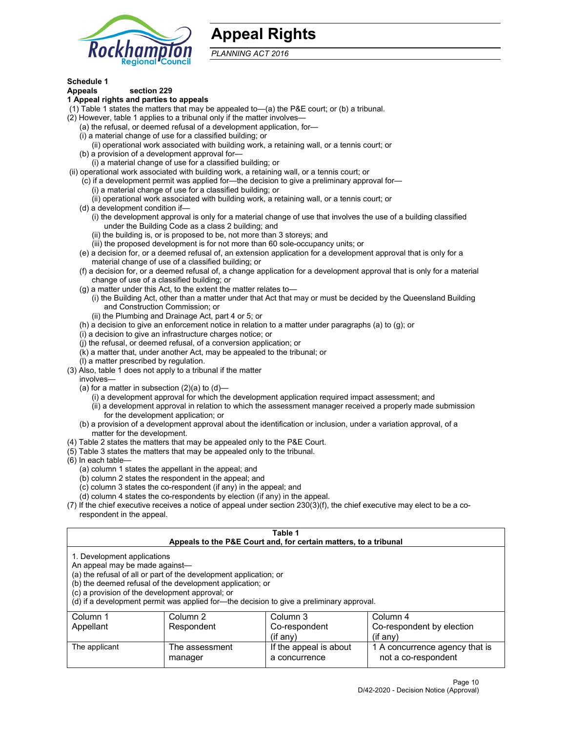# Appeal Rights

*PLANNING ACT 2016*

**Schedule 1**
**Appeals section 229**
**1 Appeal rights and parties to appeals**

(1) Table 1 states the matters that may be appealed to—(a) the P&E court; or (b) a tribunal.
(2) However, table 1 applies to a tribunal only if the matter involves—
(a) the refusal, or deemed refusal of a development application, for—
(i) a material change of use for a classified building; or
(ii) operational work associated with building work, a retaining wall, or a tennis court; or
(b) a provision of a development approval for—
(i) a material change of use for a classified building; or
(ii) operational work associated with building work, a retaining wall, or a tennis court; or
(c) if a development permit was applied for—the decision to give a preliminary approval for—
(i) a material change of use for a classified building; or
(ii) operational work associated with building work, a retaining wall, or a tennis court; or
(d) a development condition if—
(i) the development approval is only for a material change of use that involves the use of a building classified under the Building Code as a class 2 building; and
(ii) the building is, or is proposed to be, not more than 3 storeys; and
(iii) the proposed development is for not more than 60 sole-occupancy units; or
(e) a decision for, or a deemed refusal of, an extension application for a development approval that is only for a material change of use of a classified building; or
(f) a decision for, or a deemed refusal of, a change application for a development approval that is only for a material change of use of a classified building; or
(g) a matter under this Act, to the extent the matter relates to—
(i) the Building Act, other than a matter under that Act that may or must be decided by the Queensland Building and Construction Commission; or
(ii) the Plumbing and Drainage Act, part 4 or 5; or
(h) a decision to give an enforcement notice in relation to a matter under paragraphs (a) to (g); or
(i) a decision to give an infrastructure charges notice; or
(j) the refusal, or deemed refusal, of a conversion application; or
(k) a matter that, under another Act, may be appealed to the tribunal; or
(l) a matter prescribed by regulation.
(3) Also, table 1 does not apply to a tribunal if the matter involves—
(a) for a matter in subsection (2)(a) to (d)—
(i) a development approval for which the development application required impact assessment; and
(ii) a development approval in relation to which the assessment manager received a properly made submission for the development application; or
(b) a provision of a development approval about the identification or inclusion, under a variation approval, of a matter for the development.
(4) Table 2 states the matters that may be appealed only to the P&E Court.
(5) Table 3 states the matters that may be appealed only to the tribunal.
(6) In each table—
(a) column 1 states the appellant in the appeal; and
(b) column 2 states the respondent in the appeal; and
(c) column 3 states the co-respondent (if any) in the appeal; and
(d) column 4 states the co-respondents by election (if any) in the appeal.
(7) If the chief executive receives a notice of appeal under section 230(3)(f), the chief executive may elect to be a co-respondent in the appeal.

**Table 1**
**Appeals to the P&E Court and, for certain matters, to a tribunal**

1. Development applications
An appeal may be made against—
(a) the refusal of all or part of the development application; or
(b) the deemed refusal of the development application; or
(c) a provision of the development approval; or
(d) if a development permit was applied for—the decision to give a preliminary approval.

| Column 1 Appellant | Column 2 Respondent | Column 3 Co-respondent (if any) | Column 4 Co-respondent by election (if any) |
|---|---|---|---|
| The applicant | The assessment manager | If the appeal is about a concurrence | 1 A concurrence agency that is not a co-respondent |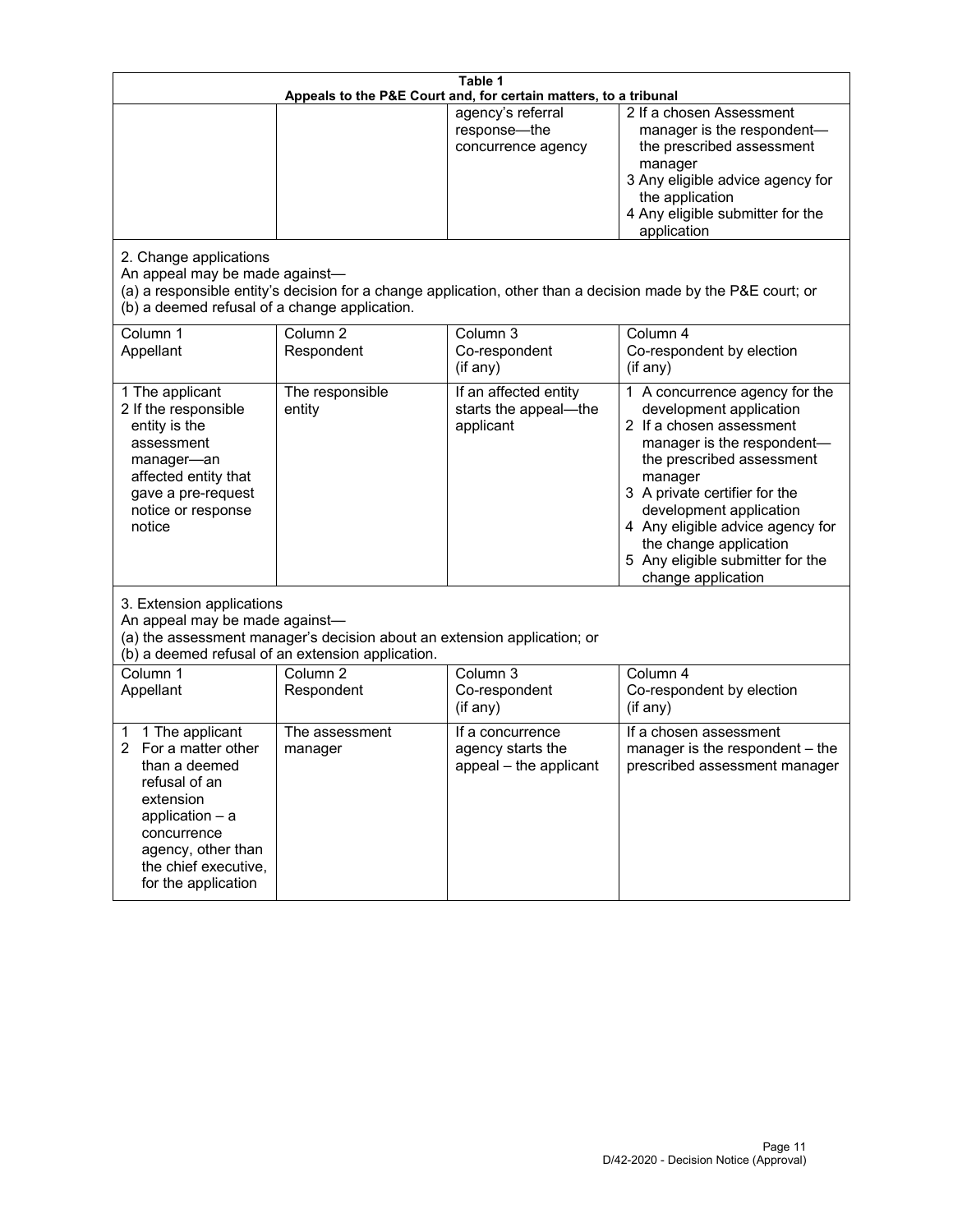**Table 1**
**Appeals to the P&E Court and, for certain matters, to a tribunal**

| | | | |
|---|---|---|---|
| | | agency's referral response—the concurrence agency | 2 If a chosen Assessment manager is the respondent—the prescribed assessment manager<br>3 Any eligible advice agency for the application<br>4 Any eligible submitter for the application |

2. Change applications
An appeal may be made against—
(a) a responsible entity's decision for a change application, other than a decision made by the P&E court; or
(b) a deemed refusal of a change application.

| Column 1<br>Appellant | Column 2<br>Respondent | Column 3<br>Co-respondent<br>(if any) | Column 4<br>Co-respondent by election<br>(if any) |
|---|---|---|---|
| 1 The applicant<br>2 If the responsible entity is the assessment manager—an affected entity that gave a pre-request notice or response notice | The responsible entity | If an affected entity starts the appeal—the applicant | 1 A concurrence agency for the development application<br>2 If a chosen assessment manager is the respondent—the prescribed assessment manager<br>3 A private certifier for the development application<br>4 Any eligible advice agency for the change application<br>5 Any eligible submitter for the change application |

3. Extension applications
An appeal may be made against—
(a) the assessment manager's decision about an extension application; or
(b) a deemed refusal of an extension application.

| Column 1<br>Appellant | Column 2<br>Respondent | Column 3<br>Co-respondent<br>(if any) | Column 4<br>Co-respondent by election<br>(if any) |
|---|---|---|---|
| 1 The applicant<br>2 For a matter other than a deemed refusal of an extension application – a concurrence agency, other than the chief executive, for the application | The assessment manager | If a concurrence agency starts the appeal – the applicant | If a chosen assessment manager is the respondent – the prescribed assessment manager |

D/42-2020 - Decision Notice (Approval)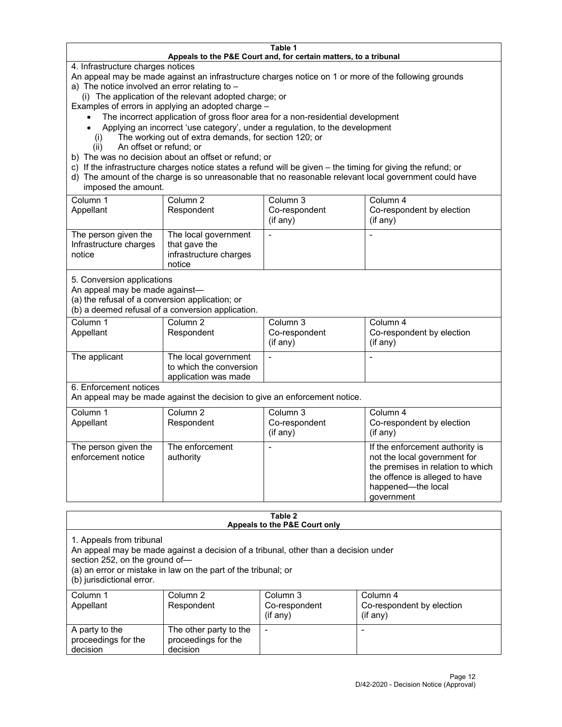**Table 1**
**Appeals to the P&E Court and, for certain matters, to a tribunal**

4. Infrastructure charges notices

An appeal may be made against an infrastructure charges notice on 1 or more of the following grounds

a) The notice involved an error relating to –

(i) The application of the relevant adopted charge; or

Examples of errors in applying an adopted charge –

- The incorrect application of gross floor area for a non-residential development
- Applying an incorrect 'use category', under a regulation, to the development

(i) The working out of extra demands, for section 120; or

(ii) An offset or refund; or

b) The was no decision about an offset or refund; or

c) If the infrastructure charges notice states a refund will be given – the timing for giving the refund; or

d) The amount of the charge is so unreasonable that no reasonable relevant local government could have imposed the amount.

| Column 1 Appellant | Column 2 Respondent | Column 3 Co-respondent (if any) | Column 4 Co-respondent by election (if any) |
|---|---|---|---|
| The person given the Infrastructure charges notice | The local government that gave the infrastructure charges notice | - | - |

5. Conversion applications

An appeal may be made against—

(a) the refusal of a conversion application; or

(b) a deemed refusal of a conversion application.

| Column 1 Appellant | Column 2 Respondent | Column 3 Co-respondent (if any) | Column 4 Co-respondent by election (if any) |
|---|---|---|---|
| The applicant | The local government to which the conversion application was made | - | - |

6. Enforcement notices

An appeal may be made against the decision to give an enforcement notice.

| Column 1 Appellant | Column 2 Respondent | Column 3 Co-respondent (if any) | Column 4 Co-respondent by election (if any) |
|---|---|---|---|
| The person given the enforcement notice | The enforcement authority | - | If the enforcement authority is not the local government for the premises in relation to which the offence is alleged to have happened—the local government |

**Table 2**
**Appeals to the P&E Court only**

1. Appeals from tribunal

An appeal may be made against a decision of a tribunal, other than a decision under section 252, on the ground of—

(a) an error or mistake in law on the part of the tribunal; or

(b) jurisdictional error.

| Column 1 Appellant | Column 2 Respondent | Column 3 Co-respondent (if any) | Column 4 Co-respondent by election (if any) |
|---|---|---|---|
| A party to the proceedings for the decision | The other party to the proceedings for the decision | - | - |

D/42-2020 - Decision Notice (Approval)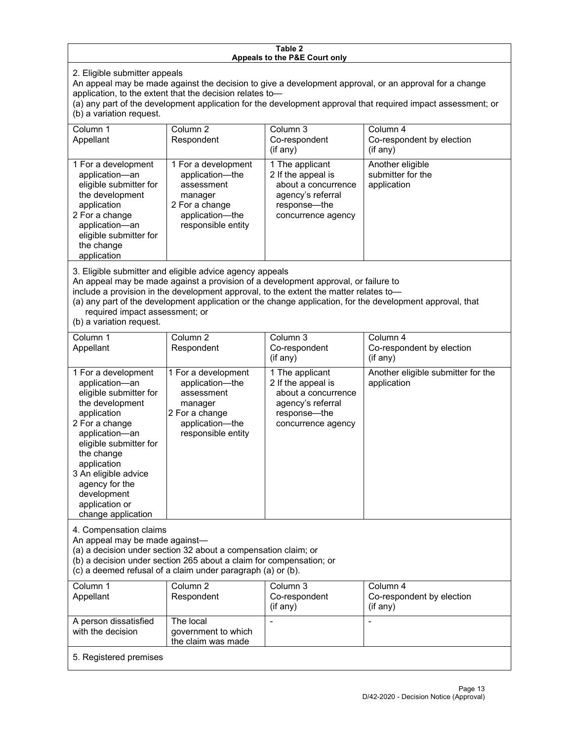**Table 2**
**Appeals to the P&E Court only**

2. Eligible submitter appeals

An appeal may be made against the decision to give a development approval, or an approval for a change application, to the extent that the decision relates to—

(a) any part of the development application for the development approval that required impact assessment; or

(b) a variation request.

| Column 1<br>Appellant | Column 2<br>Respondent | Column 3<br>Co-respondent<br>(if any) | Column 4<br>Co-respondent by election<br>(if any) |
|---|---|---|---|
| 1 For a development application—an eligible submitter for the development application<br>2 For a change application—an eligible submitter for the change application | 1 For a development application—the assessment manager<br>2 For a change application—the responsible entity | 1 The applicant<br>2 If the appeal is about a concurrence agency's referral response—the concurrence agency | Another eligible submitter for the application |

3. Eligible submitter and eligible advice agency appeals

An appeal may be made against a provision of a development approval, or failure to include a provision in the development approval, to the extent the matter relates to—

(a) any part of the development application or the change application, for the development approval, that required impact assessment; or

(b) a variation request.

| Column 1<br>Appellant | Column 2<br>Respondent | Column 3<br>Co-respondent<br>(if any) | Column 4<br>Co-respondent by election<br>(if any) |
|---|---|---|---|
| 1 For a development application—an eligible submitter for the development application<br>2 For a change application—an eligible submitter for the change application<br>3 An eligible advice agency for the development application or change application | 1 For a development application—the assessment manager<br>2 For a change application—the responsible entity | 1 The applicant<br>2 If the appeal is about a concurrence agency's referral response—the concurrence agency | Another eligible submitter for the application |

4. Compensation claims

An appeal may be made against—

(a) a decision under section 32 about a compensation claim; or

(b) a decision under section 265 about a claim for compensation; or

(c) a deemed refusal of a claim under paragraph (a) or (b).

| Column 1<br>Appellant | Column 2<br>Respondent | Column 3<br>Co-respondent<br>(if any) | Column 4<br>Co-respondent by election<br>(if any) |
|---|---|---|---|
| A person dissatisfied with the decision | The local government to which the claim was made | - | - |

5. Registered premises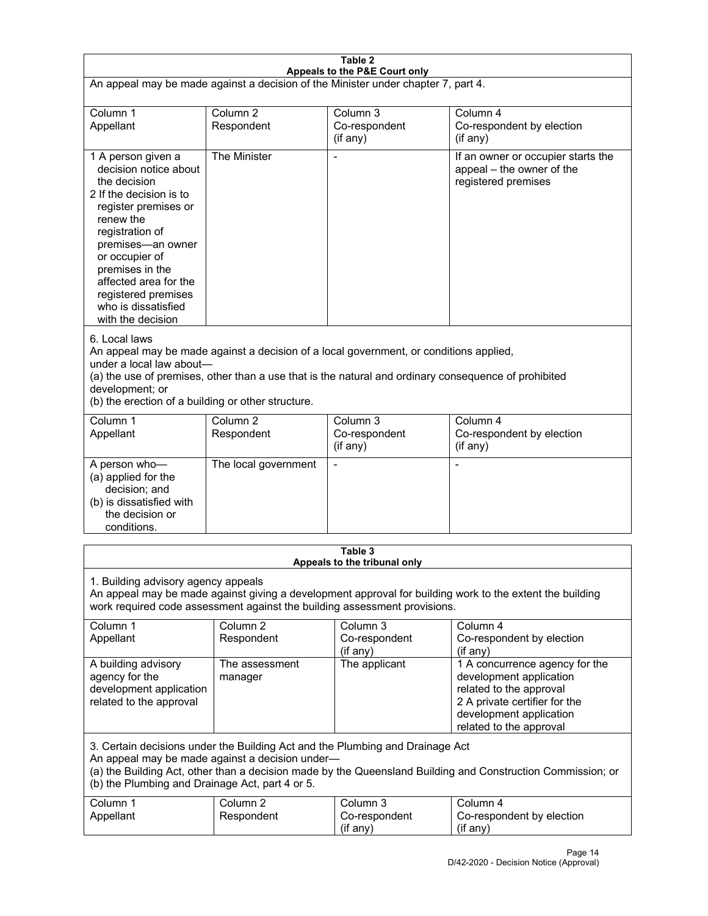**Table 2**
**Appeals to the P&E Court only**

An appeal may be made against a decision of the Minister under chapter 7, part 4.

| Column 1 Appellant | Column 2 Respondent | Column 3 Co-respondent (if any) | Column 4 Co-respondent by election (if any) |
|---|---|---|---|
| 1 A person given a decision notice about the decision<br>2 If the decision is to register premises or renew the registration of premises—an owner or occupier of premises in the affected area for the registered premises who is dissatisfied with the decision | The Minister | - | If an owner or occupier starts the appeal – the owner of the registered premises |

6. Local laws

An appeal may be made against a decision of a local government, or conditions applied, under a local law about—

(a) the use of premises, other than a use that is the natural and ordinary consequence of prohibited development; or

(b) the erection of a building or other structure.

| Column 1 Appellant | Column 2 Respondent | Column 3 Co-respondent (if any) | Column 4 Co-respondent by election (if any) |
|---|---|---|---|
| A person who—<br>(a) applied for the decision; and<br>(b) is dissatisfied with the decision or conditions. | The local government | - | - |

**Table 3**
**Appeals to the tribunal only**

1. Building advisory agency appeals

An appeal may be made against giving a development approval for building work to the extent the building work required code assessment against the building assessment provisions.

| Column 1 Appellant | Column 2 Respondent | Column 3 Co-respondent (if any) | Column 4 Co-respondent by election (if any) |
|---|---|---|---|
| A building advisory agency for the development application related to the approval | The assessment manager | The applicant | 1 A concurrence agency for the development application related to the approval<br>2 A private certifier for the development application related to the approval |

3. Certain decisions under the Building Act and the Plumbing and Drainage Act

An appeal may be made against a decision under—

(a) the Building Act, other than a decision made by the Queensland Building and Construction Commission; or

(b) the Plumbing and Drainage Act, part 4 or 5.

| Column 1 Appellant | Column 2 Respondent | Column 3 Co-respondent (if any) | Column 4 Co-respondent by election (if any) |
|---|---|---|---|

D/42-2020 - Decision Notice (Approval)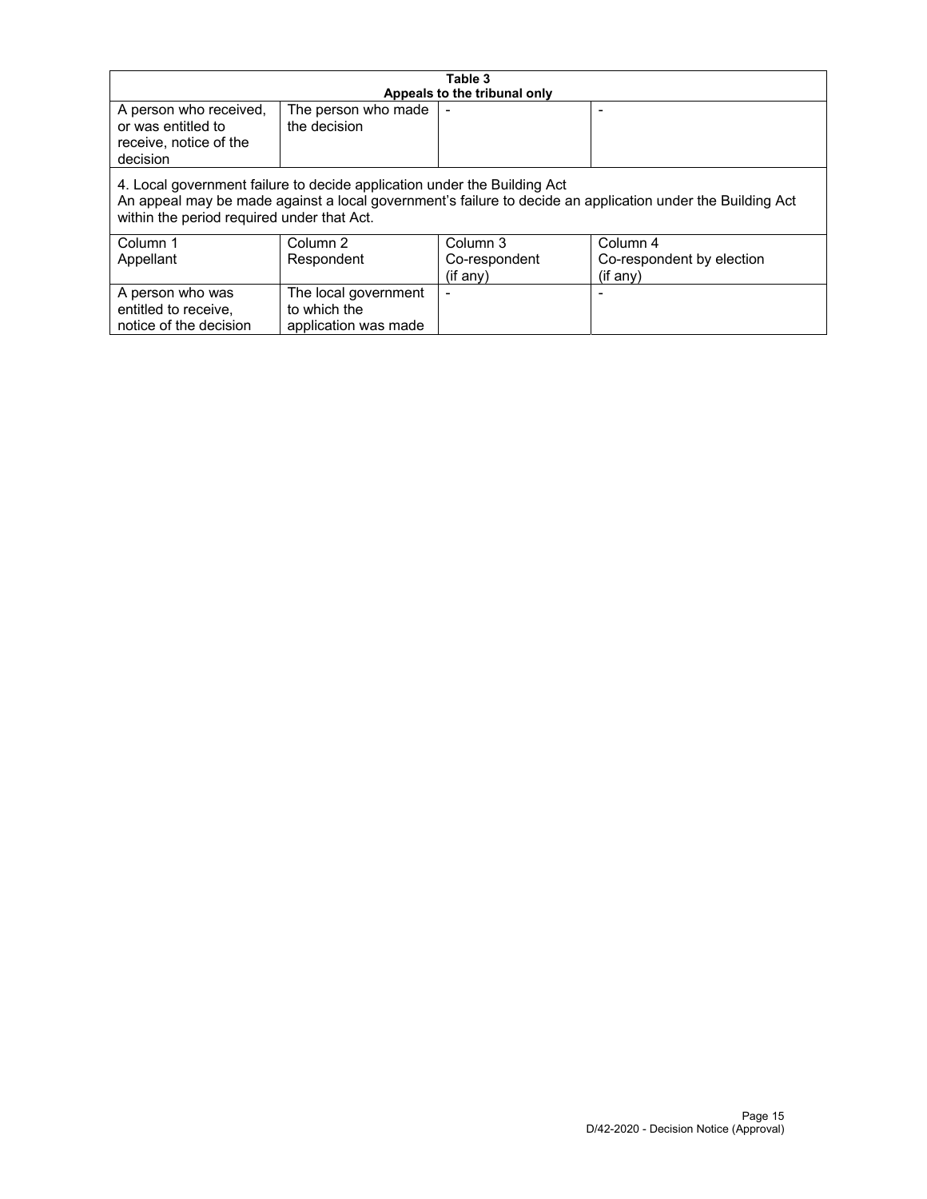| Table 3<br>**Appeals to the tribunal only** | | | |
|---|---|---|---|
| A person who received, or was entitled to receive, notice of the decision | The person who made the decision | - | - |

4. Local government failure to decide application under the Building Act
An appeal may be made against a local government's failure to decide an application under the Building Act within the period required under that Act.

| Column 1<br>Appellant | Column 2<br>Respondent | Column 3<br>Co-respondent (if any) | Column 4<br>Co-respondent by election (if any) |
|---|---|---|---|
| A person who was entitled to receive, notice of the decision | The local government to which the application was made | - | - |